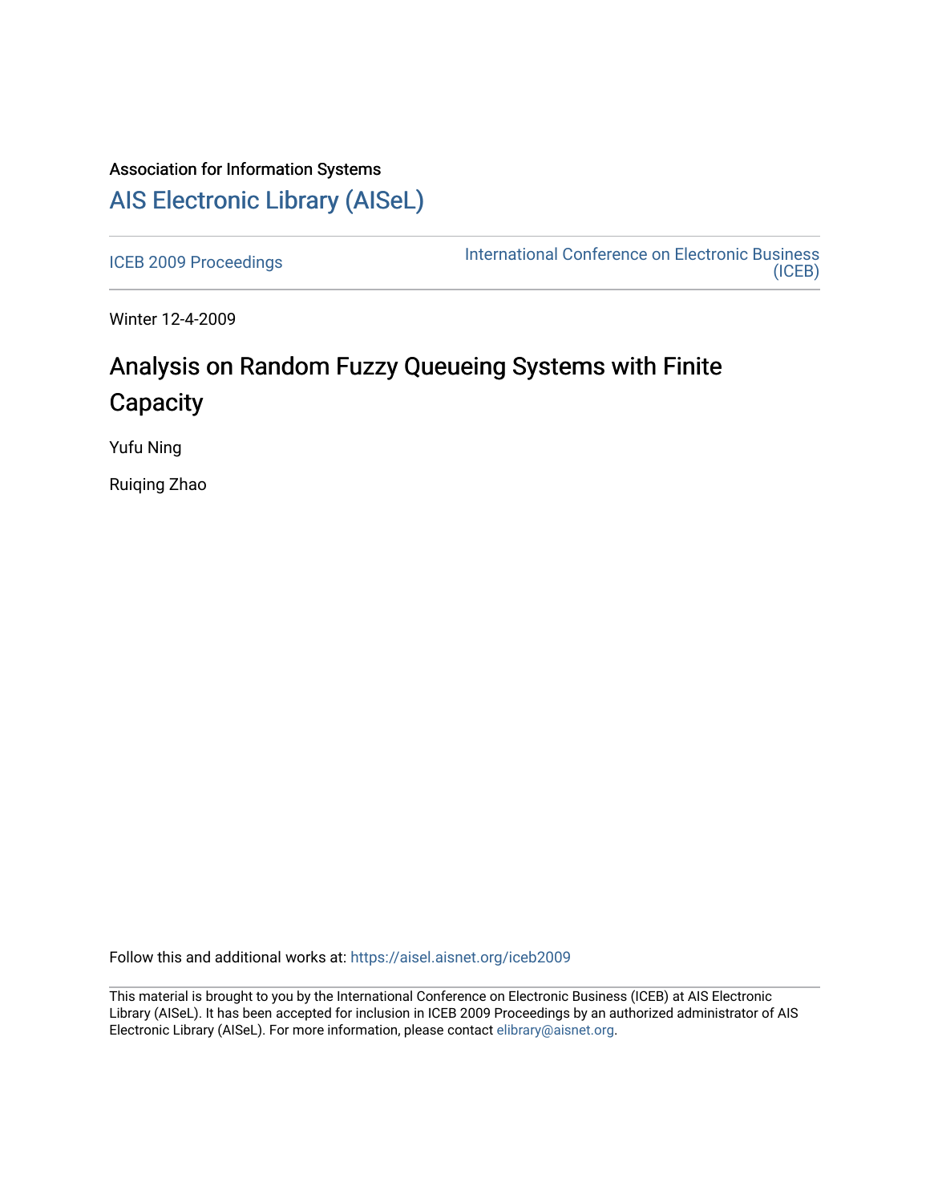Association for Information Systems

# AIS Electronic Library (AISeL)

ICEB 2009 Proceedings

International Conference on Electronic Business (ICEB)

Winter 12-4-2009

## Analysis on Random Fuzzy Queueing Systems with Finite Capacity

Yufu Ning

Ruiqing Zhao

Follow this and additional works at: https://aisel.aisnet.org/iceb2009

This material is brought to you by the International Conference on Electronic Business (ICEB) at AIS Electronic Library (AISeL). It has been accepted for inclusion in ICEB 2009 Proceedings by an authorized administrator of AIS Electronic Library (AISeL). For more information, please contact elibrary@aisnet.org.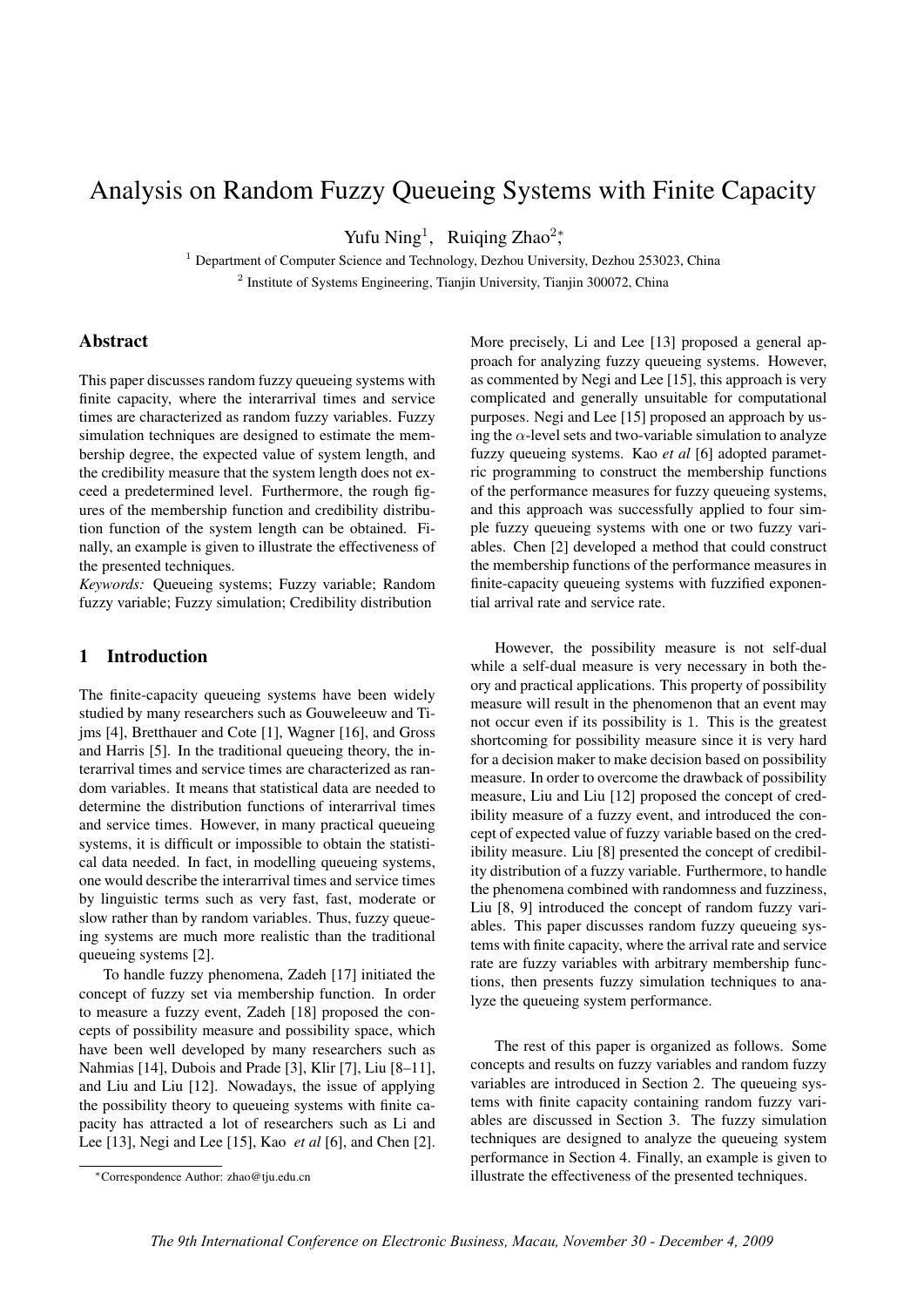# Analysis on Random Fuzzy Queueing Systems with Finite Capacity

Yufu Ning[1], Ruiqing Zhao[2,*]

[1] Department of Computer Science and Technology, Dezhou University, Dezhou 253023, China

[2] Institute of Systems Engineering, Tianjin University, Tianjin 300072, China

## Abstract

This paper discusses random fuzzy queueing systems with finite capacity, where the interarrival times and service times are characterized as random fuzzy variables. Fuzzy simulation techniques are designed to estimate the membership degree, the expected value of system length, and the credibility measure that the system length does not exceed a predetermined level. Furthermore, the rough figures of the membership function and credibility distribution function of the system length can be obtained. Finally, an example is given to illustrate the effectiveness of the presented techniques.

*Keywords:* Queueing systems; Fuzzy variable; Random fuzzy variable; Fuzzy simulation; Credibility distribution

## 1 Introduction

The finite-capacity queueing systems have been widely studied by many researchers such as Gouweleeuw and Tijms [4], Bretthauer and Cote [1], Wagner [16], and Gross and Harris [5]. In the traditional queueing theory, the interarrival times and service times are characterized as random variables. It means that statistical data are needed to determine the distribution functions of interarrival times and service times. However, in many practical queueing systems, it is difficult or impossible to obtain the statistical data needed. In fact, in modelling queueing systems, one would describe the interarrival times and service times by linguistic terms such as very fast, fast, moderate or slow rather than by random variables. Thus, fuzzy queueing systems are much more realistic than the traditional queueing systems [2].

To handle fuzzy phenomena, Zadeh [17] initiated the concept of fuzzy set via membership function. In order to measure a fuzzy event, Zadeh [18] proposed the concepts of possibility measure and possibility space, which have been well developed by many researchers such as Nahmias [14], Dubois and Prade [3], Klir [7], Liu [8–11], and Liu and Liu [12]. Nowadays, the issue of applying the possibility theory to queueing systems with finite capacity has attracted a lot of researchers such as Li and Lee [13], Negi and Lee [15], Kao *et al* [6], and Chen [2]. More precisely, Li and Lee [13] proposed a general approach for analyzing fuzzy queueing systems. However, as commented by Negi and Lee [15], this approach is very complicated and generally unsuitable for computational purposes. Negi and Lee [15] proposed an approach by using the $\alpha$-level sets and two-variable simulation to analyze fuzzy queueing systems. Kao *et al* [6] adopted parametric programming to construct the membership functions of the performance measures for fuzzy queueing systems, and this approach was successfully applied to four simple fuzzy queueing systems with one or two fuzzy variables. Chen [2] developed a method that could construct the membership functions of the performance measures in finite-capacity queueing systems with fuzzified exponential arrival rate and service rate.

However, the possibility measure is not self-dual while a self-dual measure is very necessary in both theory and practical applications. This property of possibility measure will result in the phenomenon that an event may not occur even if its possibility is 1. This is the greatest shortcoming for possibility measure since it is very hard for a decision maker to make decision based on possibility measure. In order to overcome the drawback of possibility measure, Liu and Liu [12] proposed the concept of credibility measure of a fuzzy event, and introduced the concept of expected value of fuzzy variable based on the credibility measure. Liu [8] presented the concept of credibility distribution of a fuzzy variable. Furthermore, to handle the phenomena combined with randomness and fuzziness, Liu [8, 9] introduced the concept of random fuzzy variables. This paper discusses random fuzzy queueing systems with finite capacity, where the arrival rate and service rate are fuzzy variables with arbitrary membership functions, then presents fuzzy simulation techniques to analyze the queueing system performance.

The rest of this paper is organized as follows. Some concepts and results on fuzzy variables and random fuzzy variables are introduced in Section 2. The queueing systems with finite capacity containing random fuzzy variables are discussed in Section 3. The fuzzy simulation techniques are designed to analyze the queueing system performance in Section 4. Finally, an example is given to illustrate the effectiveness of the presented techniques.

*Correspondence Author: zhao@tju.edu.cn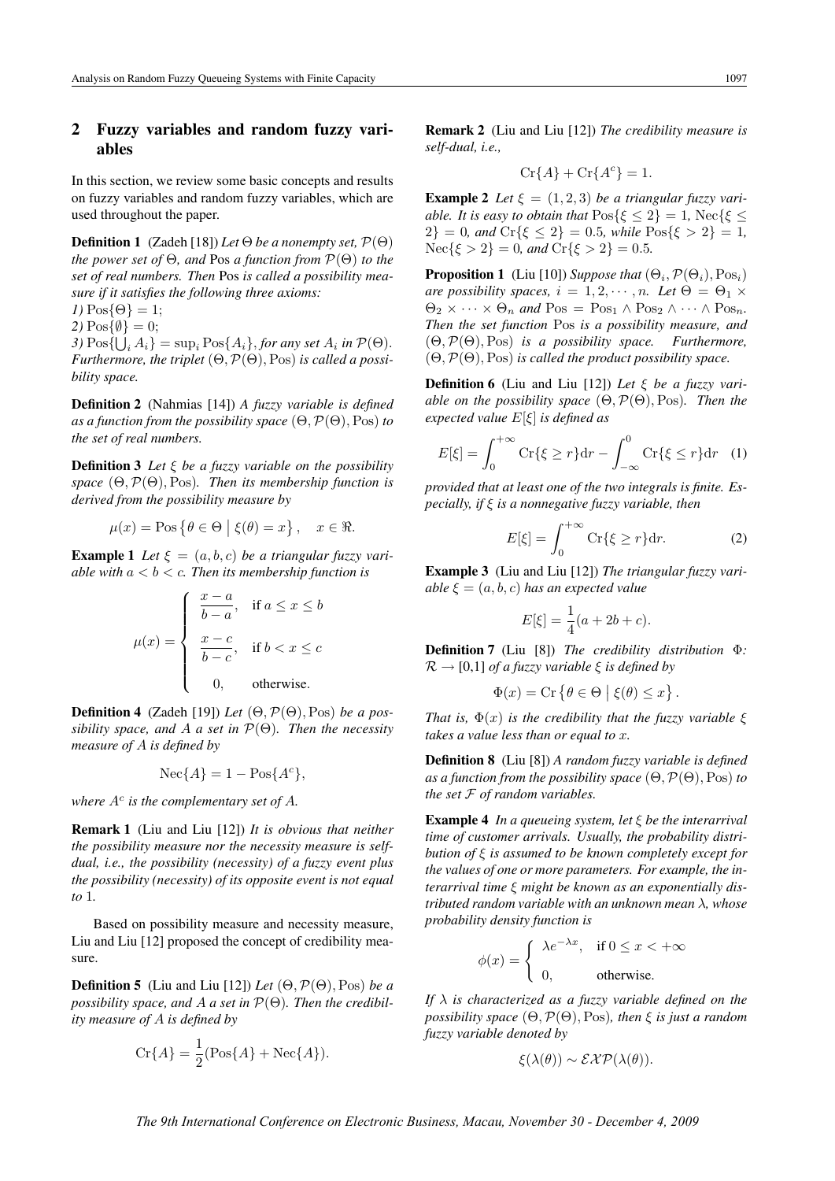## 2 Fuzzy variables and random fuzzy variables

In this section, we review some basic concepts and results on fuzzy variables and random fuzzy variables, which are used throughout the paper.

**Definition 1** (Zadeh [18]) *Let $\Theta$ be a nonempty set, $\mathcal{P}(\Theta)$ the power set of $\Theta$, and* Pos *a function from $\mathcal{P}(\Theta)$ to the set of real numbers. Then* Pos *is called a possibility measure if it satisfies the following three axioms:*

*1)* $\text{Pos}\{\Theta\} = 1$;

*2)* $\text{Pos}\{\emptyset\} = 0$;

*3)* $\text{Pos}\{\bigcup_i A_i\} = \sup_i \text{Pos}\{A_i\}$, *for any set $A_i$ in $\mathcal{P}(\Theta)$. Furthermore, the triplet $(\Theta, \mathcal{P}(\Theta), \text{Pos})$ is called a possibility space.*

**Definition 2** (Nahmias [14]) *A fuzzy variable is defined as a function from the possibility space $(\Theta, \mathcal{P}(\Theta), \text{Pos})$ to the set of real numbers.*

**Definition 3** *Let $\xi$ be a fuzzy variable on the possibility space $(\Theta, \mathcal{P}(\Theta), \text{Pos})$. Then its membership function is derived from the possibility measure by*

$$\mu(x) = \text{Pos}\left\{\theta \in \Theta \mid \xi(\theta) = x\right\}, \quad x \in \Re.$$

**Example 1** *Let $\xi = (a, b, c)$ be a triangular fuzzy variable with $a < b < c$. Then its membership function is*

$$\mu(x) = \begin{cases} \dfrac{x-a}{b-a}, & \text{if } a \leq x \leq b \\[2mm] \dfrac{x-c}{b-c}, & \text{if } b < x \leq c \\[2mm] 0, & \text{otherwise.} \end{cases}$$

**Definition 4** (Zadeh [19]) *Let $(\Theta, \mathcal{P}(\Theta), \text{Pos})$ be a possibility space, and $A$ a set in $\mathcal{P}(\Theta)$. Then the necessity measure of $A$ is defined by*

$$\text{Nec}\{A\} = 1 - \text{Pos}\{A^c\},$$

*where $A^c$ is the complementary set of $A$.*

**Remark 1** (Liu and Liu [12]) *It is obvious that neither the possibility measure nor the necessity measure is self-dual, i.e., the possibility (necessity) of a fuzzy event plus the possibility (necessity) of its opposite event is not equal to 1.*

Based on possibility measure and necessity measure, Liu and Liu [12] proposed the concept of credibility measure.

**Definition 5** (Liu and Liu [12]) *Let $(\Theta, \mathcal{P}(\Theta), \text{Pos})$ be a possibility space, and $A$ a set in $\mathcal{P}(\Theta)$. Then the credibility measure of $A$ is defined by*

$$\text{Cr}\{A\} = \frac{1}{2}(\text{Pos}\{A\} + \text{Nec}\{A\}).$$

**Remark 2** (Liu and Liu [12]) *The credibility measure is self-dual, i.e.,*

$$\text{Cr}\{A\} + \text{Cr}\{A^c\} = 1.$$

**Example 2** *Let $\xi = (1, 2, 3)$ be a triangular fuzzy variable. It is easy to obtain that $\text{Pos}\{\xi \leq 2\} = 1$, $\text{Nec}\{\xi \leq 2\} = 0$, and $\text{Cr}\{\xi \leq 2\} = 0.5$, while $\text{Pos}\{\xi > 2\} = 1$, $\text{Nec}\{\xi > 2\} = 0$, and $\text{Cr}\{\xi > 2\} = 0.5$.*

**Proposition 1** (Liu [10]) *Suppose that $(\Theta_i, \mathcal{P}(\Theta_i), \text{Pos}_i)$ are possibility spaces, $i = 1, 2, \cdots, n$. Let $\Theta = \Theta_1 \times \Theta_2 \times \cdots \times \Theta_n$ and $\text{Pos} = \text{Pos}_1 \wedge \text{Pos}_2 \wedge \cdots \wedge \text{Pos}_n$. Then the set function* Pos *is a possibility measure, and $(\Theta, \mathcal{P}(\Theta), \text{Pos})$ is a possibility space. Furthermore, $(\Theta, \mathcal{P}(\Theta), \text{Pos})$ is called the product possibility space.*

**Definition 6** (Liu and Liu [12]) *Let $\xi$ be a fuzzy variable on the possibility space $(\Theta, \mathcal{P}(\Theta), \text{Pos})$. Then the expected value $E[\xi]$ is defined as*

$$E[\xi] = \int_0^{+\infty} \text{Cr}\{\xi \geq r\}\text{d}r - \int_{-\infty}^0 \text{Cr}\{\xi \leq r\}\text{d}r \quad (1)$$

*provided that at least one of the two integrals is finite. Especially, if $\xi$ is a nonnegative fuzzy variable, then*

$$E[\xi] = \int_0^{+\infty} \text{Cr}\{\xi \geq r\}\text{d}r. \quad (2)$$

**Example 3** (Liu and Liu [12]) *The triangular fuzzy variable $\xi = (a, b, c)$ has an expected value*

$$E[\xi] = \frac{1}{4}(a + 2b + c).$$

**Definition 7** (Liu [8]) *The credibility distribution $\Phi$: $\mathcal{R} \to [0,1]$ of a fuzzy variable $\xi$ is defined by*

$$\Phi(x) = \text{Cr}\left\{\theta \in \Theta \mid \xi(\theta) \leq x\right\}.$$

*That is, $\Phi(x)$ is the credibility that the fuzzy variable $\xi$ takes a value less than or equal to $x$.*

**Definition 8** (Liu [8]) *A random fuzzy variable is defined as a function from the possibility space $(\Theta, \mathcal{P}(\Theta), \text{Pos})$ to the set $\mathcal{F}$ of random variables.*

**Example 4** *In a queueing system, let $\xi$ be the interarrival time of customer arrivals. Usually, the probability distribution of $\xi$ is assumed to be known completely except for the values of one or more parameters. For example, the interarrival time $\xi$ might be known as an exponentially distributed random variable with an unknown mean $\lambda$, whose probability density function is*

$$\phi(x) = \begin{cases} \lambda e^{-\lambda x}, & \text{if } 0 \leq x < +\infty \\[2mm] 0, & \text{otherwise.} \end{cases}$$

*If $\lambda$ is characterized as a fuzzy variable defined on the possibility space $(\Theta, \mathcal{P}(\Theta), \text{Pos})$, then $\xi$ is just a random fuzzy variable denoted by*

$$\xi(\lambda(\theta)) \sim \mathcal{EXP}(\lambda(\theta)).$$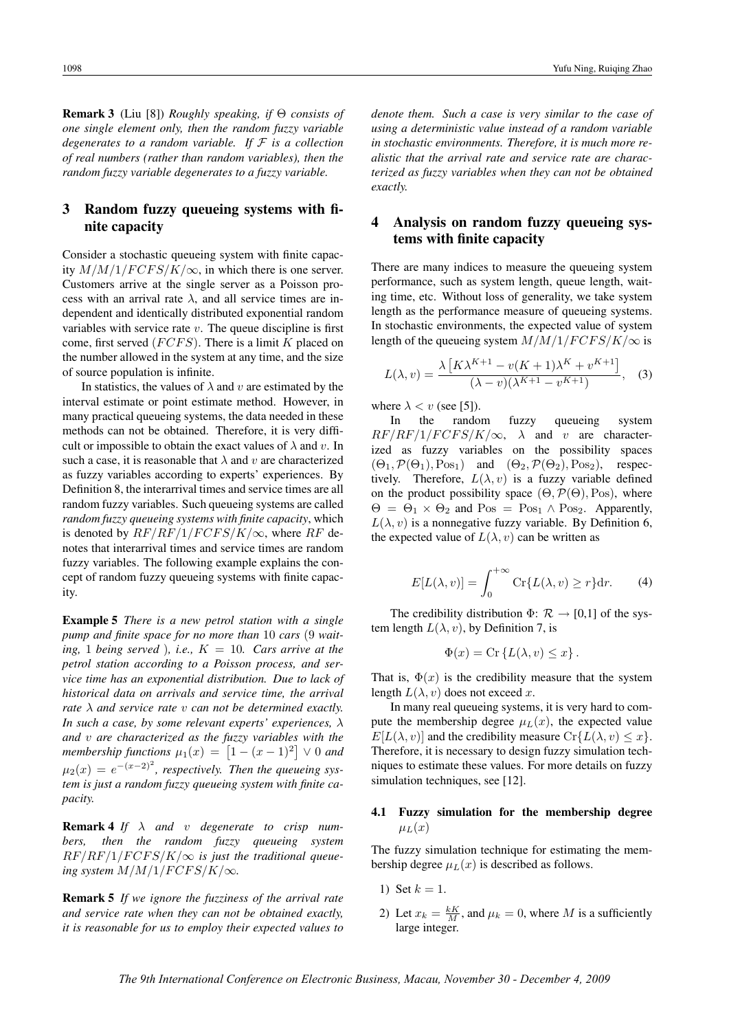**Remark 3** (Liu [8]) *Roughly speaking, if $\Theta$ consists of one single element only, then the random fuzzy variable degenerates to a random variable. If $\mathcal{F}$ is a collection of real numbers (rather than random variables), then the random fuzzy variable degenerates to a fuzzy variable.*

## 3 Random fuzzy queueing systems with finite capacity

Consider a stochastic queueing system with finite capacity $M/M/1/FCFS/K/\infty$, in which there is one server. Customers arrive at the single server as a Poisson process with an arrival rate $\lambda$, and all service times are independent and identically distributed exponential random variables with service rate $v$. The queue discipline is first come, first served ($FCFS$). There is a limit $K$ placed on the number allowed in the system at any time, and the size of source population is infinite.

In statistics, the values of $\lambda$ and $v$ are estimated by the interval estimate or point estimate method. However, in many practical queueing systems, the data needed in these methods can not be obtained. Therefore, it is very difficult or impossible to obtain the exact values of $\lambda$ and $v$. In such a case, it is reasonable that $\lambda$ and $v$ are characterized as fuzzy variables according to experts' experiences. By Definition 8, the interarrival times and service times are all random fuzzy variables. Such queueing systems are called *random fuzzy queueing systems with finite capacity*, which is denoted by $RF/RF/1/FCFS/K/\infty$, where $RF$ denotes that interarrival times and service times are random fuzzy variables. The following example explains the concept of random fuzzy queueing systems with finite capacity.

**Example 5** *There is a new petrol station with a single pump and finite space for no more than 10 cars (9 waiting, 1 being served ), i.e., $K = 10$. Cars arrive at the petrol station according to a Poisson process, and service time has an exponential distribution. Due to lack of historical data on arrivals and service time, the arrival rate $\lambda$ and service rate $v$ can not be determined exactly. In such a case, by some relevant experts' experiences, $\lambda$ and $v$ are characterized as the fuzzy variables with the membership functions $\mu_1(x) = \left[1 - (x-1)^2\right] \vee 0$ and $\mu_2(x) = e^{-(x-2)^2}$, respectively. Then the queueing system is just a random fuzzy queueing system with finite capacity.*

**Remark 4** *If $\lambda$ and $v$ degenerate to crisp numbers, then the random fuzzy queueing system $RF/RF/1/FCFS/K/\infty$ is just the traditional queueing system $M/M/1/FCFS/K/\infty$.*

**Remark 5** *If we ignore the fuzziness of the arrival rate and service rate when they can not be obtained exactly, it is reasonable for us to employ their expected values to denote them. Such a case is very similar to the case of using a deterministic value instead of a random variable in stochastic environments. Therefore, it is much more realistic that the arrival rate and service rate are characterized as fuzzy variables when they can not be obtained exactly.*

## 4 Analysis on random fuzzy queueing systems with finite capacity

There are many indices to measure the queueing system performance, such as system length, queue length, waiting time, etc. Without loss of generality, we take system length as the performance measure of queueing systems. In stochastic environments, the expected value of system length of the queueing system $M/M/1/FCFS/K/\infty$ is

$$L(\lambda, v) = \frac{\lambda\left[K\lambda^{K+1} - v(K+1)\lambda^K + v^{K+1}\right]}{(\lambda - v)(\lambda^{K+1} - v^{K+1})}, \quad (3)$$

where $\lambda < v$ (see [5]).

In the random fuzzy queueing system $RF/RF/1/FCFS/K/\infty$, $\lambda$ and $v$ are characterized as fuzzy variables on the possibility spaces $(\Theta_1, \mathcal{P}(\Theta_1), \mathrm{Pos}_1)$ and $(\Theta_2, \mathcal{P}(\Theta_2), \mathrm{Pos}_2)$, respectively. Therefore, $L(\lambda, v)$ is a fuzzy variable defined on the product possibility space $(\Theta, \mathcal{P}(\Theta), \mathrm{Pos})$, where $\Theta = \Theta_1 \times \Theta_2$ and $\mathrm{Pos} = \mathrm{Pos}_1 \wedge \mathrm{Pos}_2$. Apparently, $L(\lambda, v)$ is a nonnegative fuzzy variable. By Definition 6, the expected value of $L(\lambda, v)$ can be written as

$$E[L(\lambda, v)] = \int_0^{+\infty} \mathrm{Cr}\{L(\lambda, v) \geq r\}\mathrm{d}r. \quad (4)$$

The credibility distribution $\Phi$: $\mathcal{R} \to [0,1]$ of the system length $L(\lambda, v)$, by Definition 7, is

$$\Phi(x) = \mathrm{Cr}\left\{L(\lambda, v) \leq x\right\}.$$

That is, $\Phi(x)$ is the credibility measure that the system length $L(\lambda, v)$ does not exceed $x$.

In many real queueing systems, it is very hard to compute the membership degree $\mu_L(x)$, the expected value $E[L(\lambda, v)]$ and the credibility measure $\mathrm{Cr}\{L(\lambda, v) \leq x\}$. Therefore, it is necessary to design fuzzy simulation techniques to estimate these values. For more details on fuzzy simulation techniques, see [12].

### 4.1 Fuzzy simulation for the membership degree $\mu_L(x)$

The fuzzy simulation technique for estimating the membership degree $\mu_L(x)$ is described as follows.

1) Set $k = 1$.
2) Let $x_k = \frac{kK}{M}$, and $\mu_k = 0$, where $M$ is a sufficiently large integer.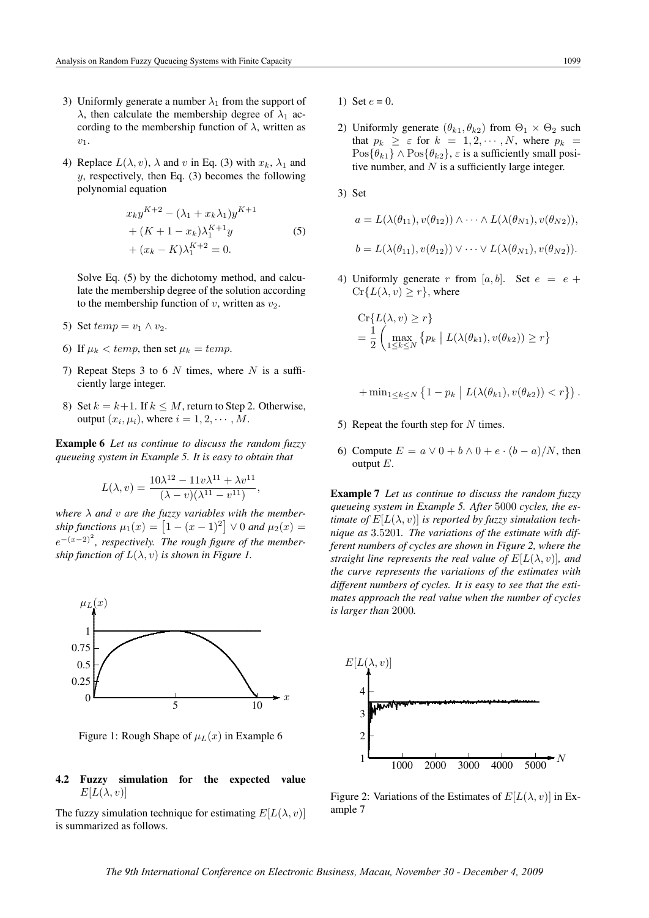3) Uniformly generate a number $\lambda_1$ from the support of $\lambda$, then calculate the membership degree of $\lambda_1$ according to the membership function of $\lambda$, written as $v_1$.

4) Replace $L(\lambda, v)$, $\lambda$ and $v$ in Eq. (3) with $x_k$, $\lambda_1$ and $y$, respectively, then Eq. (3) becomes the following polynomial equation

$$
\begin{aligned}
& x_k y^{K+2} - (\lambda_1 + x_k\lambda_1)y^{K+1} \\
& + (K+1-x_k)\lambda_1^{K+1} y \\
& + (x_k - K)\lambda_1^{K+2} = 0.
\end{aligned}
\tag{5}
$$

Solve Eq. (5) by the dichotomy method, and calculate the membership degree of the solution according to the membership function of $v$, written as $v_2$.

5) Set $temp = v_1 \wedge v_2$.

6) If $\mu_k < temp$, then set $\mu_k = temp$.

7) Repeat Steps 3 to 6 $N$ times, where $N$ is a sufficiently large integer.

8) Set $k = k+1$. If $k \le M$, return to Step 2. Otherwise, output $(x_i, \mu_i)$, where $i = 1, 2, \cdots, M$.

**Example 6** *Let us continue to discuss the random fuzzy queueing system in Example 5. It is easy to obtain that*

$$
L(\lambda, v) = \frac{10\lambda^{12} - 11v\lambda^{11} + \lambda v^{11}}{(\lambda - v)(\lambda^{11} - v^{11})},
$$

*where $\lambda$ and $v$ are the fuzzy variables with the membership functions $\mu_1(x) = \left[1 - (x-1)^2\right] \vee 0$ and $\mu_2(x) = e^{-(x-2)^2}$, respectively. The rough figure of the membership function of $L(\lambda, v)$ is shown in Figure 1.*

Figure 1: Rough Shape of $\mu_L(x)$ in Example 6

## 4.2 Fuzzy simulation for the expected value $E[L(\lambda, v)]$

The fuzzy simulation technique for estimating $E[L(\lambda, v)]$ is summarized as follows.

1) Set $e = 0$.

2) Uniformly generate $(\theta_{k1}, \theta_{k2})$ from $\Theta_1 \times \Theta_2$ such that $p_k \ge \varepsilon$ for $k = 1, 2, \cdots, N$, where $p_k = \text{Pos}\{\theta_{k1}\} \wedge \text{Pos}\{\theta_{k2}\}$, $\varepsilon$ is a sufficiently small positive number, and $N$ is a sufficiently large integer.

3) Set

$$
a = L(\lambda(\theta_{11}), v(\theta_{12})) \wedge \cdots \wedge L(\lambda(\theta_{N1}), v(\theta_{N2})),
$$

$$
b = L(\lambda(\theta_{11}), v(\theta_{12})) \vee \cdots \vee L(\lambda(\theta_{N1}), v(\theta_{N2})).
$$

4) Uniformly generate $r$ from $[a, b]$. Set $e = e + \text{Cr}\{L(\lambda, v) \ge r\}$, where

$$
\begin{aligned}
& \text{Cr}\{L(\lambda, v) \ge r\} \\
& = \frac{1}{2}\left( \max_{1 \le k \le N} \left\{ p_k \mid L(\lambda(\theta_{k1}), v(\theta_{k2})) \ge r \right\} \right. \\
& \quad \left. + \min_{1 \le k \le N} \left\{ 1 - p_k \mid L(\lambda(\theta_{k1}), v(\theta_{k2})) < r \right\} \right).
\end{aligned}
$$

5) Repeat the fourth step for $N$ times.

6) Compute $E = a \vee 0 + b \wedge 0 + e \cdot (b-a)/N$, then output $E$.

**Example 7** *Let us continue to discuss the random fuzzy queueing system in Example 5. After 5000 cycles, the estimate of $E[L(\lambda, v)]$ is reported by fuzzy simulation technique as 3.5201. The variations of the estimate with different numbers of cycles are shown in Figure 2, where the straight line represents the real value of $E[L(\lambda, v)]$, and the curve represents the variations of the estimates with different numbers of cycles. It is easy to see that the estimates approach the real value when the number of cycles is larger than 2000.*

Figure 2: Variations of the Estimates of $E[L(\lambda, v)]$ in Example 7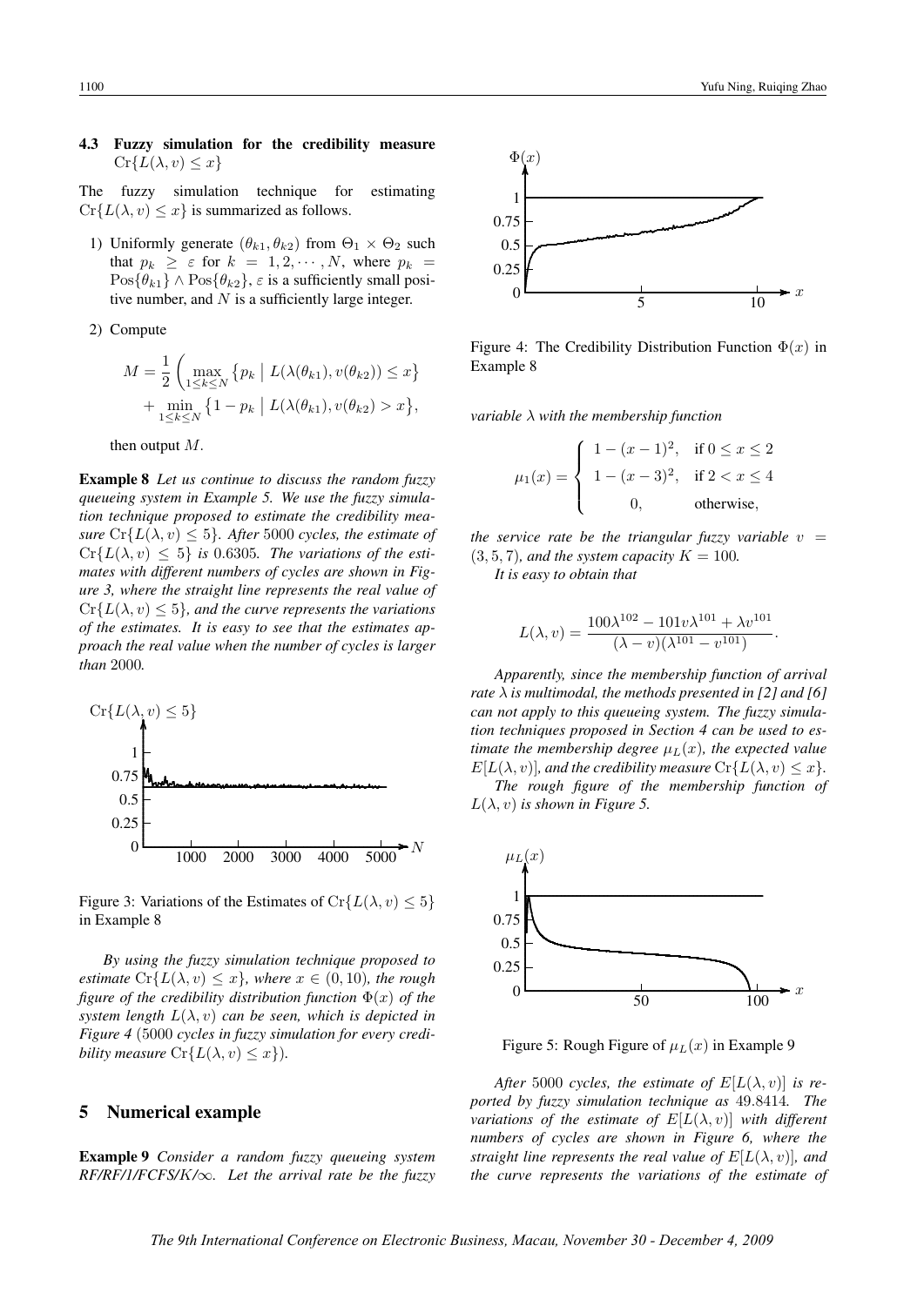### 4.3 Fuzzy simulation for the credibility measure $\mathrm{Cr}\{L(\lambda, v) \le x\}$

The fuzzy simulation technique for estimating $\mathrm{Cr}\{L(\lambda, v) \le x\}$ is summarized as follows.

1) Uniformly generate $(\theta_{k1}, \theta_{k2})$ from $\Theta_1 \times \Theta_2$ such that $p_k \ge \varepsilon$ for $k = 1, 2, \cdots, N$, where $p_k = \mathrm{Pos}\{\theta_{k1}\} \wedge \mathrm{Pos}\{\theta_{k2}\}$, $\varepsilon$ is a sufficiently small positive number, and $N$ is a sufficiently large integer.

2) Compute

$$M = \frac{1}{2}\left(\max_{1\le k\le N}\left\{p_k \mid L(\lambda(\theta_{k1}), v(\theta_{k2})) \le x\right\} + \min_{1\le k\le N}\left\{1 - p_k \mid L(\lambda(\theta_{k1}), v(\theta_{k2}) > x\right\},\right.$$

then output $M$.

**Example 8** *Let us continue to discuss the random fuzzy queueing system in Example 5. We use the fuzzy simulation technique proposed to estimate the credibility measure $\mathrm{Cr}\{L(\lambda, v) \le 5\}$. After 5000 cycles, the estimate of $\mathrm{Cr}\{L(\lambda, v) \le 5\}$ is 0.6305. The variations of the estimates with different numbers of cycles are shown in Figure 3, where the straight line represents the real value of $\mathrm{Cr}\{L(\lambda, v) \le 5\}$, and the curve represents the variations of the estimates. It is easy to see that the estimates approach the real value when the number of cycles is larger than 2000.*

Figure 3: Variations of the Estimates of $\mathrm{Cr}\{L(\lambda, v) \le 5\}$ in Example 8

*By using the fuzzy simulation technique proposed to estimate $\mathrm{Cr}\{L(\lambda, v) \le x\}$, where $x \in (0, 10)$, the rough figure of the credibility distribution function $\Phi(x)$ of the system length $L(\lambda, v)$ can be seen, which is depicted in Figure 4 (5000 cycles in fuzzy simulation for every credibility measure $\mathrm{Cr}\{L(\lambda, v) \le x\}$).*

Figure 4: The Credibility Distribution Function $\Phi(x)$ in Example 8

## 5 Numerical example

**Example 9** *Consider a random fuzzy queueing system RF/RF/1/FCFS/K/$\infty$. Let the arrival rate be the fuzzy variable $\lambda$ with the membership function*

$$\mu_1(x) = \begin{cases} 1 - (x-1)^2, & \text{if } 0 \le x \le 2 \\ 1 - (x-3)^2, & \text{if } 2 < x \le 4 \\ 0, & \text{otherwise,} \end{cases}$$

*the service rate be the triangular fuzzy variable $v = (3, 5, 7)$, and the system capacity $K = 100$.*

*It is easy to obtain that*

$$L(\lambda, v) = \frac{100\lambda^{102} - 101v\lambda^{101} + \lambda v^{101}}{(\lambda - v)(\lambda^{101} - v^{101})}.$$

*Apparently, since the membership function of arrival rate $\lambda$ is multimodal, the methods presented in [2] and [6] can not apply to this queueing system. The fuzzy simulation techniques proposed in Section 4 can be used to estimate the membership degree $\mu_L(x)$, the expected value $E[L(\lambda, v)]$, and the credibility measure $\mathrm{Cr}\{L(\lambda, v) \le x\}$.*

*The rough figure of the membership function of $L(\lambda, v)$ is shown in Figure 5.*

Figure 5: Rough Figure of $\mu_L(x)$ in Example 9

*After 5000 cycles, the estimate of $E[L(\lambda, v)]$ is reported by fuzzy simulation technique as 49.8414. The variations of the estimate of $E[L(\lambda, v)]$ with different numbers of cycles are shown in Figure 6, where the straight line represents the real value of $E[L(\lambda, v)]$, and the curve represents the variations of the estimate of*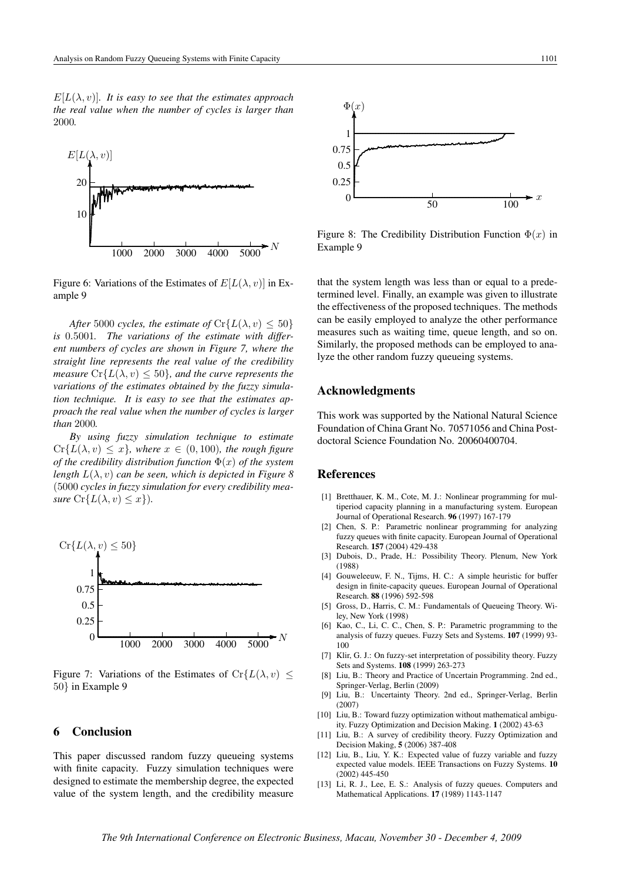$E[L(\lambda, v)]$. *It is easy to see that the estimates approach the real value when the number of cycles is larger than* 2000*.*

Figure 6: Variations of the Estimates of $E[L(\lambda, v)]$ in Example 9

*After* 5000 *cycles, the estimate of* $\text{Cr}\{L(\lambda, v) \leq 50\}$ *is* 0.5001*. The variations of the estimate with different numbers of cycles are shown in Figure 7, where the straight line represents the real value of the credibility measure* $\text{Cr}\{L(\lambda, v) \leq 50\}$*, and the curve represents the variations of the estimates obtained by the fuzzy simulation technique. It is easy to see that the estimates approach the real value when the number of cycles is larger than* 2000*.*

*By using fuzzy simulation technique to estimate* $\text{Cr}\{L(\lambda, v) \leq x\}$*, where* $x \in (0, 100)$*, the rough figure of the credibility distribution function* $\Phi(x)$ *of the system length* $L(\lambda, v)$ *can be seen, which is depicted in Figure 8* (5000 *cycles in fuzzy simulation for every credibility measure* $\text{Cr}\{L(\lambda, v) \leq x\}$).

Figure 7: Variations of the Estimates of $\text{Cr}\{L(\lambda, v) \leq 50\}$ in Example 9

Figure 8: The Credibility Distribution Function $\Phi(x)$ in Example 9

## 6 Conclusion

This paper discussed random fuzzy queueing systems with finite capacity. Fuzzy simulation techniques were designed to estimate the membership degree, the expected value of the system length, and the credibility measure that the system length was less than or equal to a predetermined level. Finally, an example was given to illustrate the effectiveness of the proposed techniques. The methods can be easily employed to analyze the other performance measures such as waiting time, queue length, and so on. Similarly, the proposed methods can be employed to analyze the other random fuzzy queueing systems.

## Acknowledgments

This work was supported by the National Natural Science Foundation of China Grant No. 70571056 and China Postdoctoral Science Foundation No. 20060400704.

## References

[1] Bretthauer, K. M., Cote, M. J.: Nonlinear programming for multiperiod capacity planning in a manufacturing system. European Journal of Operational Research. **96** (1997) 167-179

[2] Chen, S. P.: Parametric nonlinear programming for analyzing fuzzy queues with finite capacity. European Journal of Operational Research. **157** (2004) 429-438

[3] Dubois, D., Prade, H.: Possibility Theory. Plenum, New York (1988)

[4] Gouweleeuw, F. N., Tijms, H. C.: A simple heuristic for buffer design in finite-capacity queues. European Journal of Operational Research. **88** (1996) 592-598

[5] Gross, D., Harris, C. M.: Fundamentals of Queueing Theory. Wiley, New York (1998)

[6] Kao, C., Li, C. C., Chen, S. P.: Parametric programming to the analysis of fuzzy queues. Fuzzy Sets and Systems. **107** (1999) 93-100

[7] Klir, G. J.: On fuzzy-set interpretation of possibility theory. Fuzzy Sets and Systems. **108** (1999) 263-273

[8] Liu, B.: Theory and Practice of Uncertain Programming. 2nd ed., Springer-Verlag, Berlin (2009)

[9] Liu, B.: Uncertainty Theory. 2nd ed., Springer-Verlag, Berlin (2007)

[10] Liu, B.: Toward fuzzy optimization without mathematical ambiguity. Fuzzy Optimization and Decision Making. **1** (2002) 43-63

[11] Liu, B.: A survey of credibility theory. Fuzzy Optimization and Decision Making, **5** (2006) 387-408

[12] Liu, B., Liu, Y. K.: Expected value of fuzzy variable and fuzzy expected value models. IEEE Transactions on Fuzzy Systems. **10** (2002) 445-450

[13] Li, R. J., Lee, E. S.: Analysis of fuzzy queues. Computers and Mathematical Applications. **17** (1989) 1143-1147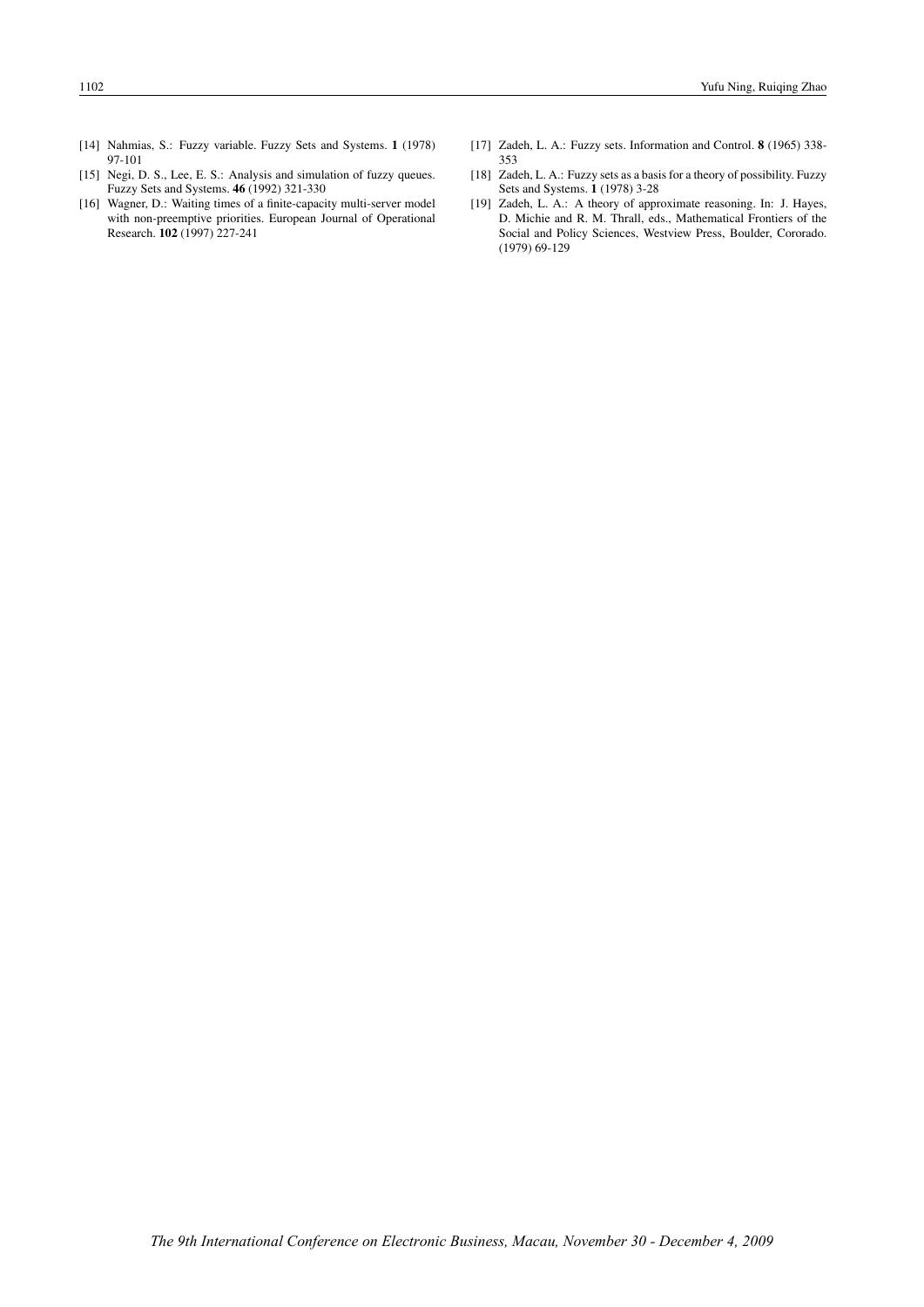[14] Nahmias, S.: Fuzzy variable. Fuzzy Sets and Systems. **1** (1978) 97-101

[15] Negi, D. S., Lee, E. S.: Analysis and simulation of fuzzy queues. Fuzzy Sets and Systems. **46** (1992) 321-330

[16] Wagner, D.: Waiting times of a finite-capacity multi-server model with non-preemptive priorities. European Journal of Operational Research. **102** (1997) 227-241

[17] Zadeh, L. A.: Fuzzy sets. Information and Control. **8** (1965) 338-353

[18] Zadeh, L. A.: Fuzzy sets as a basis for a theory of possibility. Fuzzy Sets and Systems. **1** (1978) 3-28

[19] Zadeh, L. A.: A theory of approximate reasoning. In: J. Hayes, D. Michie and R. M. Thrall, eds., Mathematical Frontiers of the Social and Policy Sciences, Westview Press, Boulder, Cororado. (1979) 69-129